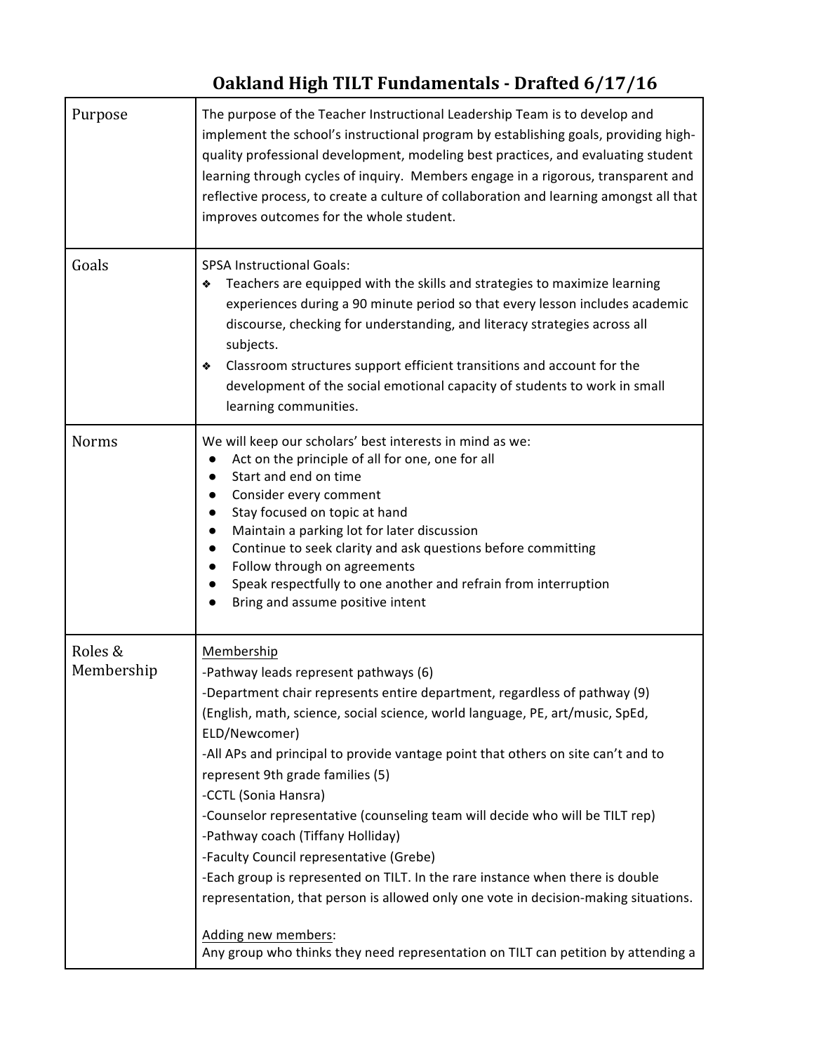# Oakland High TILT Fundamentals - Drafted 6/17/16

| | |
|---|---|
| Purpose | The purpose of the Teacher Instructional Leadership Team is to develop and implement the school's instructional program by establishing goals, providing high-quality professional development, modeling best practices, and evaluating student learning through cycles of inquiry. Members engage in a rigorous, transparent and reflective process, to create a culture of collaboration and learning amongst all that improves outcomes for the whole student. |
| Goals | SPSA Instructional Goals:<br>❖ Teachers are equipped with the skills and strategies to maximize learning experiences during a 90 minute period so that every lesson includes academic discourse, checking for understanding, and literacy strategies across all subjects.<br>❖ Classroom structures support efficient transitions and account for the development of the social emotional capacity of students to work in small learning communities. |
| Norms | We will keep our scholars' best interests in mind as we:<br>● Act on the principle of all for one, one for all<br>● Start and end on time<br>● Consider every comment<br>● Stay focused on topic at hand<br>● Maintain a parking lot for later discussion<br>● Continue to seek clarity and ask questions before committing<br>● Follow through on agreements<br>● Speak respectfully to one another and refrain from interruption<br>● Bring and assume positive intent |
| Roles & Membership | <u>Membership</u><br>-Pathway leads represent pathways (6)<br>-Department chair represents entire department, regardless of pathway (9) (English, math, science, social science, world language, PE, art/music, SpEd, ELD/Newcomer)<br>-All APs and principal to provide vantage point that others on site can't and to represent 9th grade families (5)<br>-CCTL (Sonia Hansra)<br>-Counselor representative (counseling team will decide who will be TILT rep)<br>-Pathway coach (Tiffany Holliday)<br>-Faculty Council representative (Grebe)<br>-Each group is represented on TILT. In the rare instance when there is double representation, that person is allowed only one vote in decision-making situations.<br><br><u>Adding new members</u>:<br>Any group who thinks they need representation on TILT can petition by attending a |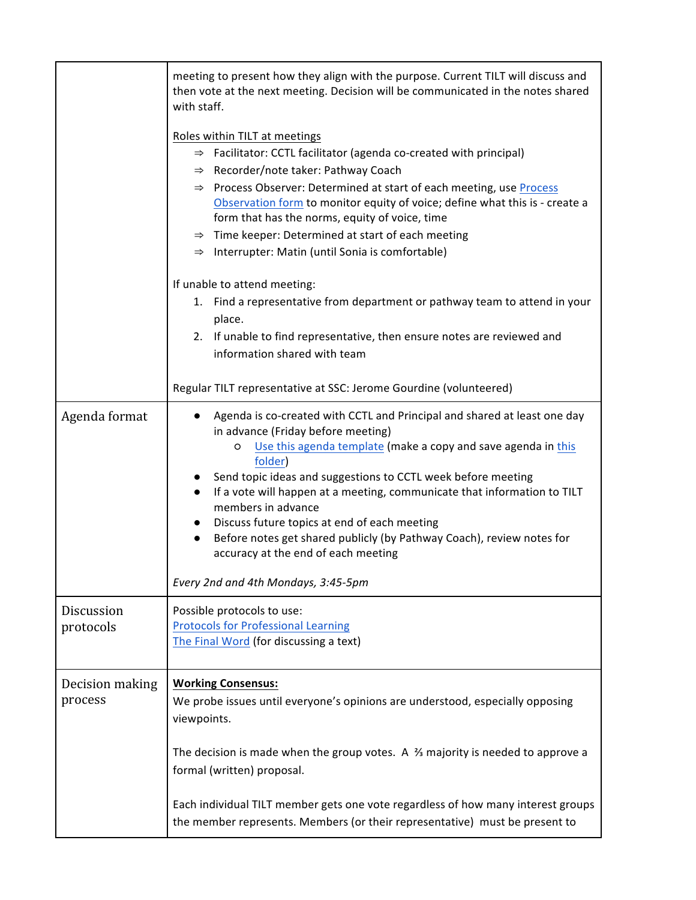| | |
|---|---|
| | meeting to present how they align with the purpose. Current TILT will discuss and then vote at the next meeting. Decision will be communicated in the notes shared with staff.<br><br>Roles within TILT at meetings<br>⇒ Facilitator: CCTL facilitator (agenda co-created with principal)<br>⇒ Recorder/note taker: Pathway Coach<br>⇒ Process Observer: Determined at start of each meeting, use Process Observation form to monitor equity of voice; define what this is - create a form that has the norms, equity of voice, time<br>⇒ Time keeper: Determined at start of each meeting<br>⇒ Interrupter: Matin (until Sonia is comfortable)<br><br>If unable to attend meeting:<br>1. Find a representative from department or pathway team to attend in your place.<br>2. If unable to find representative, then ensure notes are reviewed and information shared with team<br><br>Regular TILT representative at SSC: Jerome Gourdine (volunteered) |
| Agenda format | • Agenda is co-created with CCTL and Principal and shared at least one day in advance (Friday before meeting)<br>  ○ Use this agenda template (make a copy and save agenda in this folder)<br>• Send topic ideas and suggestions to CCTL week before meeting<br>• If a vote will happen at a meeting, communicate that information to TILT members in advance<br>• Discuss future topics at end of each meeting<br>• Before notes get shared publicly (by Pathway Coach), review notes for accuracy at the end of each meeting<br><br>*Every 2nd and 4th Mondays, 3:45-5pm* |
| Discussion protocols | Possible protocols to use:<br>Protocols for Professional Learning<br>The Final Word (for discussing a text) |
| Decision making process | **Working Consensus:**<br>We probe issues until everyone's opinions are understood, especially opposing viewpoints.<br><br>The decision is made when the group votes. A ⅔ majority is needed to approve a formal (written) proposal.<br><br>Each individual TILT member gets one vote regardless of how many interest groups the member represents. Members (or their representative) must be present to |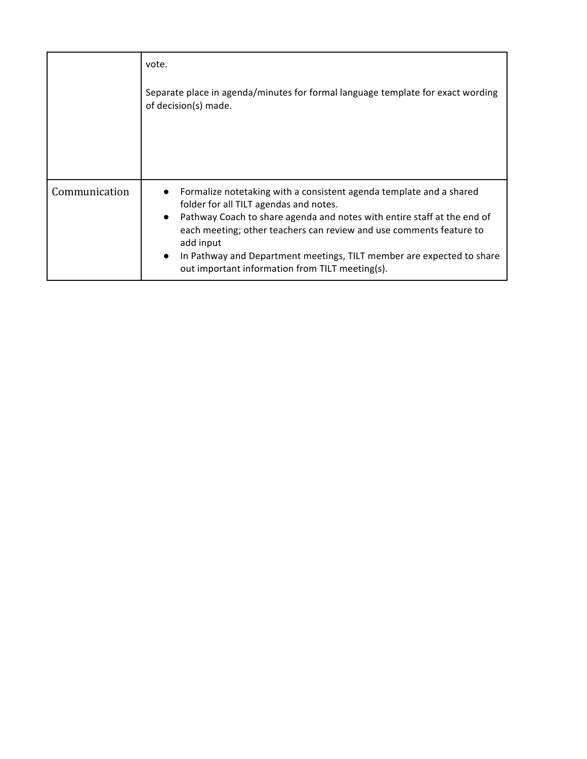| | |
|---|---|
| | vote.<br><br>Separate place in agenda/minutes for formal language template for exact wording of decision(s) made. |
| Communication | • Formalize notetaking with a consistent agenda template and a shared folder for all TILT agendas and notes.<br>• Pathway Coach to share agenda and notes with entire staff at the end of each meeting; other teachers can review and use comments feature to add input<br>• In Pathway and Department meetings, TILT member are expected to share out important information from TILT meeting(s). |